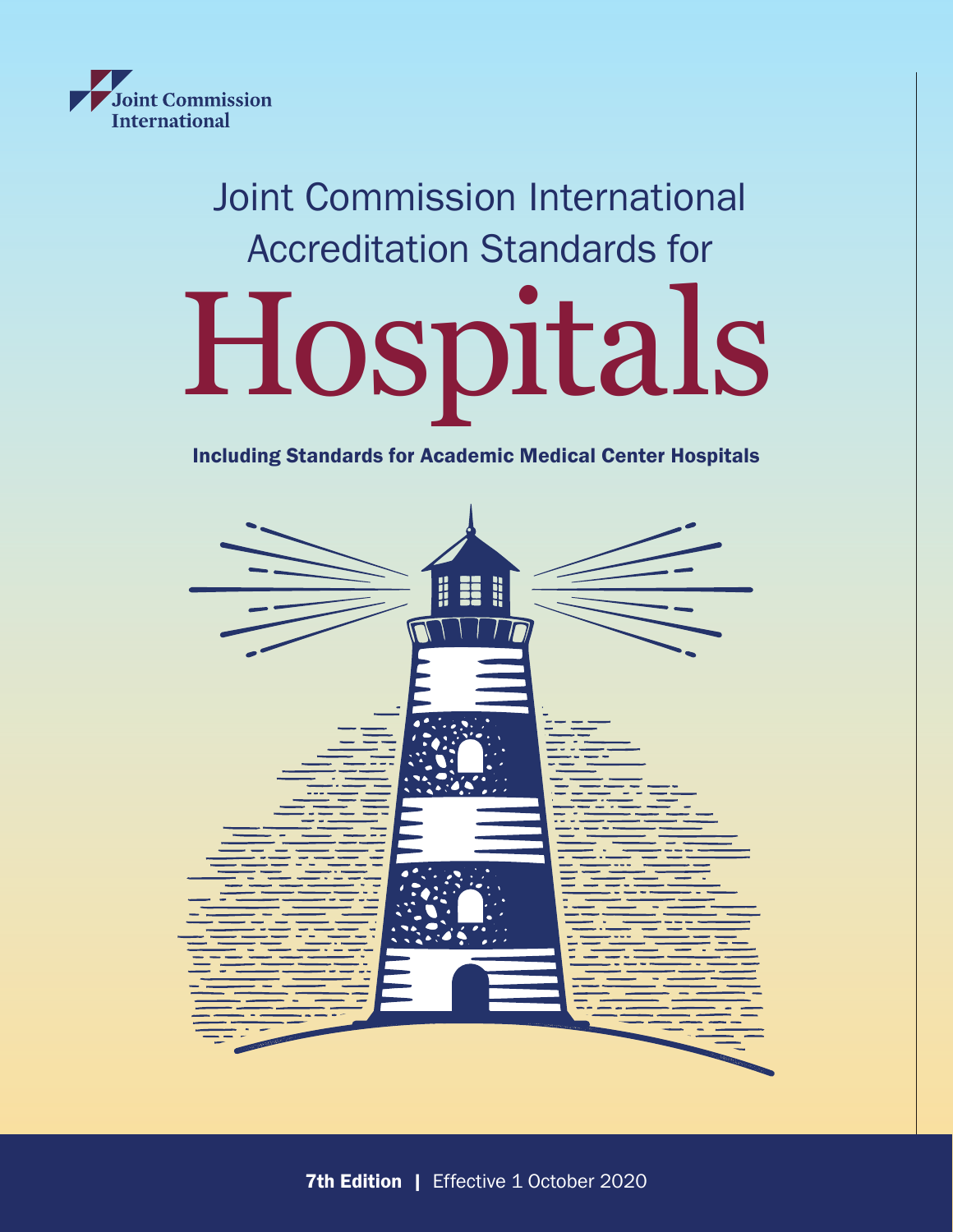Joint Commission International

Joint Commission International Accreditation Standards for

# Hospitals

**Including Standards for Academic Medical Center Hospitals**

**7th Edition** | Effective 1 October 2020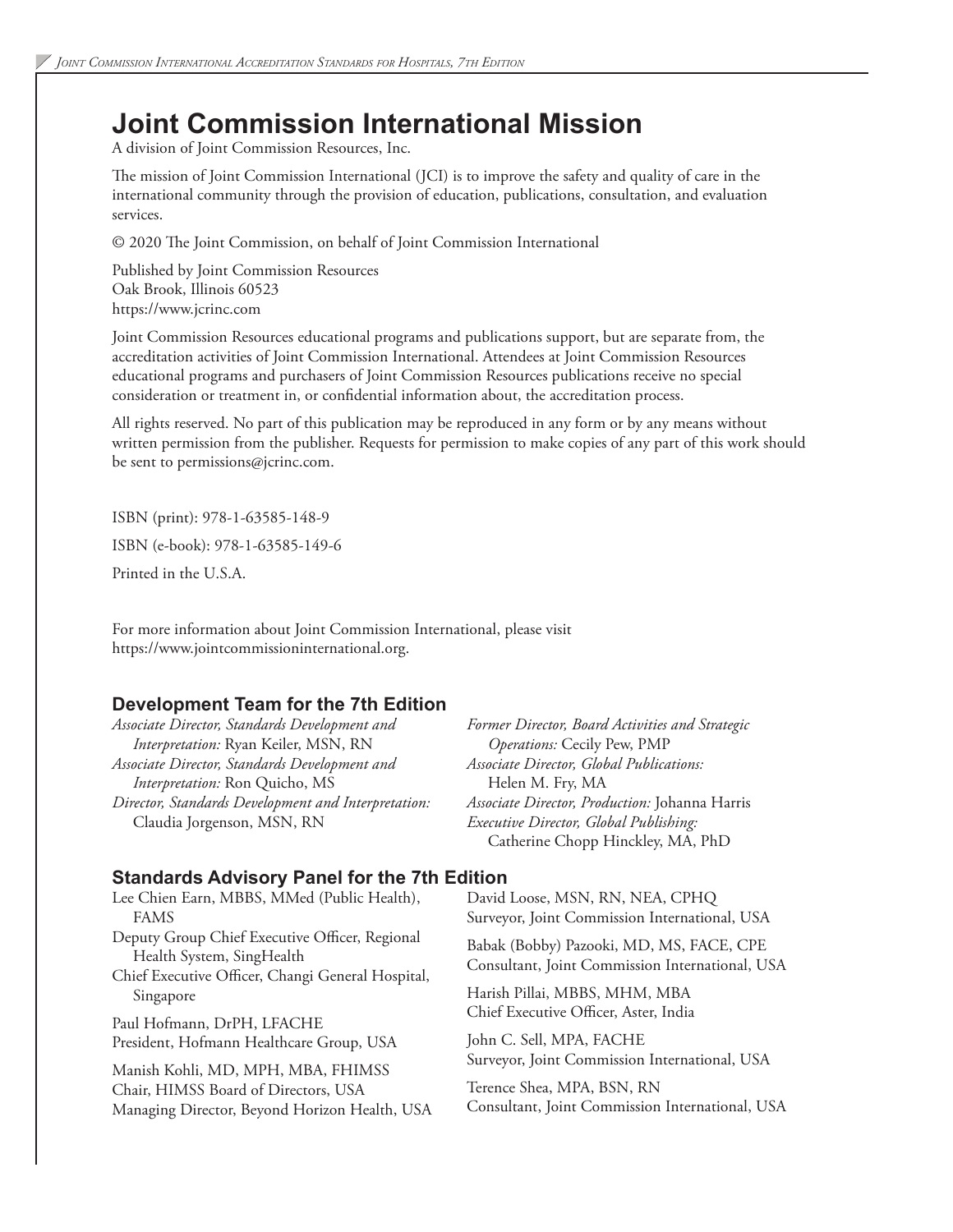# Joint Commission International Mission

A division of Joint Commission Resources, Inc.

The mission of Joint Commission International (JCI) is to improve the safety and quality of care in the international community through the provision of education, publications, consultation, and evaluation services.

© 2020 The Joint Commission, on behalf of Joint Commission International

Published by Joint Commission Resources
Oak Brook, Illinois 60523
https://www.jcrinc.com

Joint Commission Resources educational programs and publications support, but are separate from, the accreditation activities of Joint Commission International. Attendees at Joint Commission Resources educational programs and purchasers of Joint Commission Resources publications receive no special consideration or treatment in, or confidential information about, the accreditation process.

All rights reserved. No part of this publication may be reproduced in any form or by any means without written permission from the publisher. Requests for permission to make copies of any part of this work should be sent to permissions@jcrinc.com.

ISBN (print): 978-1-63585-148-9

ISBN (e-book): 978-1-63585-149-6

Printed in the U.S.A.

For more information about Joint Commission International, please visit https://www.jointcommissioninternational.org.

### Development Team for the 7th Edition

*Associate Director, Standards Development and Interpretation:* Ryan Keiler, MSN, RN
*Associate Director, Standards Development and Interpretation:* Ron Quicho, MS
*Director, Standards Development and Interpretation:* Claudia Jorgenson, MSN, RN
*Former Director, Board Activities and Strategic Operations:* Cecily Pew, PMP
*Associate Director, Global Publications:* Helen M. Fry, MA
*Associate Director, Production:* Johanna Harris
*Executive Director, Global Publishing:* Catherine Chopp Hinckley, MA, PhD

### Standards Advisory Panel for the 7th Edition

Lee Chien Earn, MBBS, MMed (Public Health), FAMS
Deputy Group Chief Executive Officer, Regional Health System, SingHealth
Chief Executive Officer, Changi General Hospital, Singapore

Paul Hofmann, DrPH, LFACHE
President, Hofmann Healthcare Group, USA

Manish Kohli, MD, MPH, MBA, FHIMSS
Chair, HIMSS Board of Directors, USA
Managing Director, Beyond Horizon Health, USA

David Loose, MSN, RN, NEA, CPHQ
Surveyor, Joint Commission International, USA

Babak (Bobby) Pazooki, MD, MS, FACE, CPE
Consultant, Joint Commission International, USA

Harish Pillai, MBBS, MHM, MBA
Chief Executive Officer, Aster, India

John C. Sell, MPA, FACHE
Surveyor, Joint Commission International, USA

Terence Shea, MPA, BSN, RN
Consultant, Joint Commission International, USA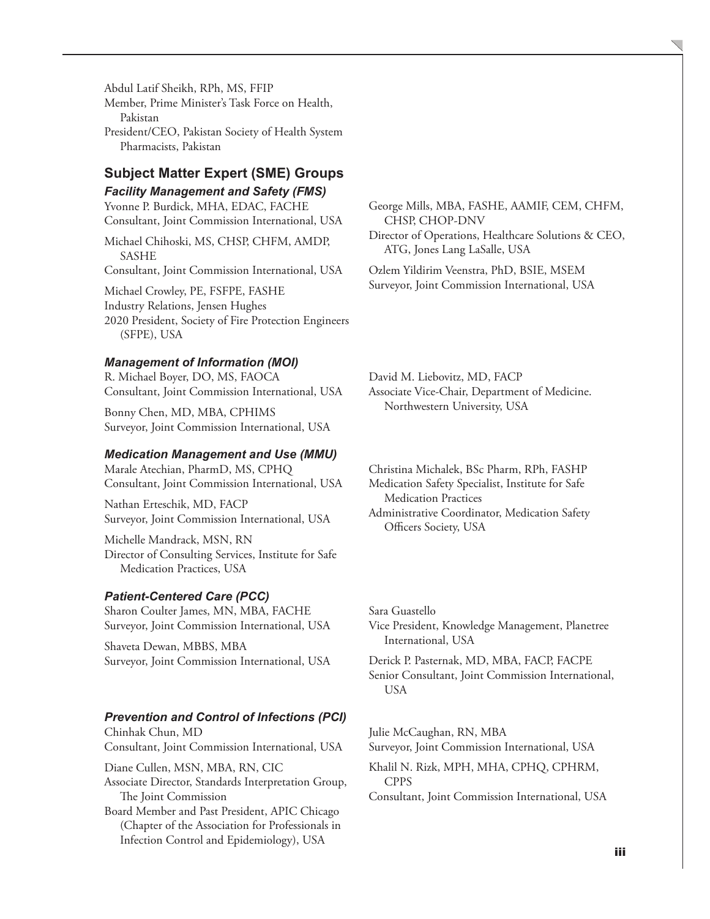Abdul Latif Sheikh, RPh, MS, FFIP
Member, Prime Minister's Task Force on Health, Pakistan
President/CEO, Pakistan Society of Health System Pharmacists, Pakistan

## Subject Matter Expert (SME) Groups

### *Facility Management and Safety (FMS)*

Yvonne P. Burdick, MHA, EDAC, FACHE
Consultant, Joint Commission International, USA

Michael Chihoski, MS, CHSP, CHFM, AMDP, SASHE
Consultant, Joint Commission International, USA

Michael Crowley, PE, FSFPE, FASHE
Industry Relations, Jensen Hughes
2020 President, Society of Fire Protection Engineers (SFPE), USA

George Mills, MBA, FASHE, AAMIF, CEM, CHFM, CHSP, CHOP-DNV
Director of Operations, Healthcare Solutions & CEO, ATG, Jones Lang LaSalle, USA

Ozlem Yildirim Veenstra, PhD, BSIE, MSEM
Surveyor, Joint Commission International, USA

### *Management of Information (MOI)*

R. Michael Boyer, DO, MS, FAOCA
Consultant, Joint Commission International, USA

Bonny Chen, MD, MBA, CPHIMS
Surveyor, Joint Commission International, USA

David M. Liebovitz, MD, FACP
Associate Vice-Chair, Department of Medicine. Northwestern University, USA

### *Medication Management and Use (MMU)*

Marale Atechian, PharmD, MS, CPHQ
Consultant, Joint Commission International, USA

Nathan Erteschik, MD, FACP
Surveyor, Joint Commission International, USA

Michelle Mandrack, MSN, RN
Director of Consulting Services, Institute for Safe Medication Practices, USA

Christina Michalek, BSc Pharm, RPh, FASHP
Medication Safety Specialist, Institute for Safe Medication Practices
Administrative Coordinator, Medication Safety Officers Society, USA

### *Patient-Centered Care (PCC)*

Sharon Coulter James, MN, MBA, FACHE
Surveyor, Joint Commission International, USA

Shaveta Dewan, MBBS, MBA
Surveyor, Joint Commission International, USA

Sara Guastello
Vice President, Knowledge Management, Planetree International, USA

Derick P. Pasternak, MD, MBA, FACP, FACPE
Senior Consultant, Joint Commission International, USA

### *Prevention and Control of Infections (PCI)*

Chinhak Chun, MD
Consultant, Joint Commission International, USA

Diane Cullen, MSN, MBA, RN, CIC
Associate Director, Standards Interpretation Group, The Joint Commission
Board Member and Past President, APIC Chicago (Chapter of the Association for Professionals in Infection Control and Epidemiology), USA

Julie McCaughan, RN, MBA
Surveyor, Joint Commission International, USA

Khalil N. Rizk, MPH, MHA, CPHQ, CPHRM, CPPS
Consultant, Joint Commission International, USA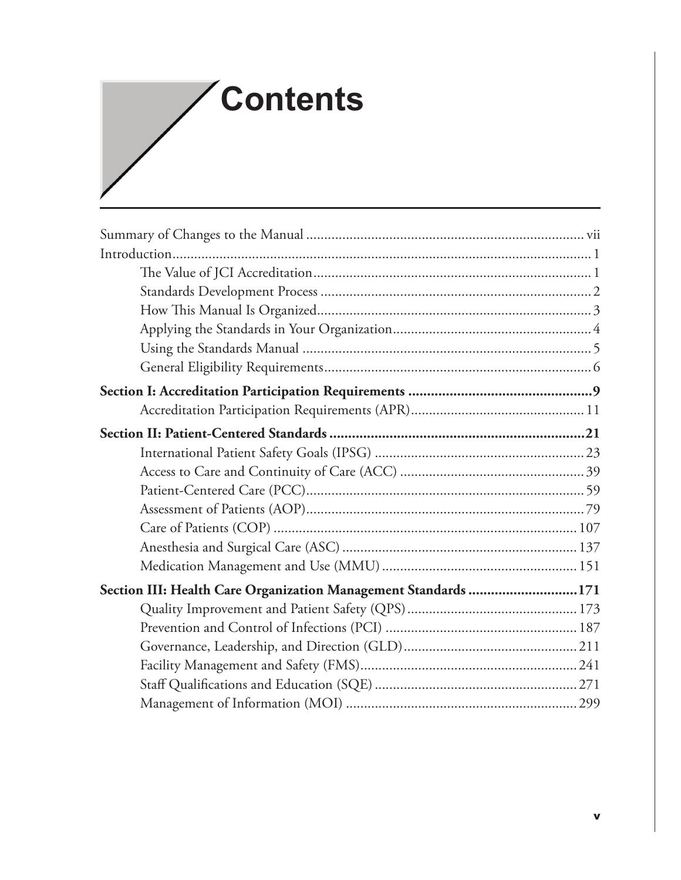# Contents

Summary of Changes to the Manual ............................................................................ vii

Introduction.................................................................................................................... 1

- The Value of JCI Accreditation............................................................................ 1
- Standards Development Process .......................................................................... 2
- How This Manual Is Organized........................................................................... 3
- Applying the Standards in Your Organization...................................................... 4
- Using the Standards Manual ............................................................................... 5
- General Eligibility Requirements......................................................................... 6

**Section I: Accreditation Participation Requirements .................................................9**

- Accreditation Participation Requirements (APR)................................................ 11

**Section II: Patient-Centered Standards ....................................................................21**

- International Patient Safety Goals (IPSG) ......................................................... 23
- Access to Care and Continuity of Care (ACC) .................................................. 39
- Patient-Centered Care (PCC)............................................................................ 59
- Assessment of Patients (AOP)............................................................................ 79
- Care of Patients (COP) ................................................................................... 107
- Anesthesia and Surgical Care (ASC) ................................................................ 137
- Medication Management and Use (MMU) ..................................................... 151

**Section III: Health Care Organization Management Standards .............................171**

- Quality Improvement and Patient Safety (QPS).............................................. 173
- Prevention and Control of Infections (PCI) .................................................... 187
- Governance, Leadership, and Direction (GLD)............................................... 211
- Facility Management and Safety (FMS).......................................................... 241
- Staff Qualifications and Education (SQE) ....................................................... 271
- Management of Information (MOI) ............................................................... 299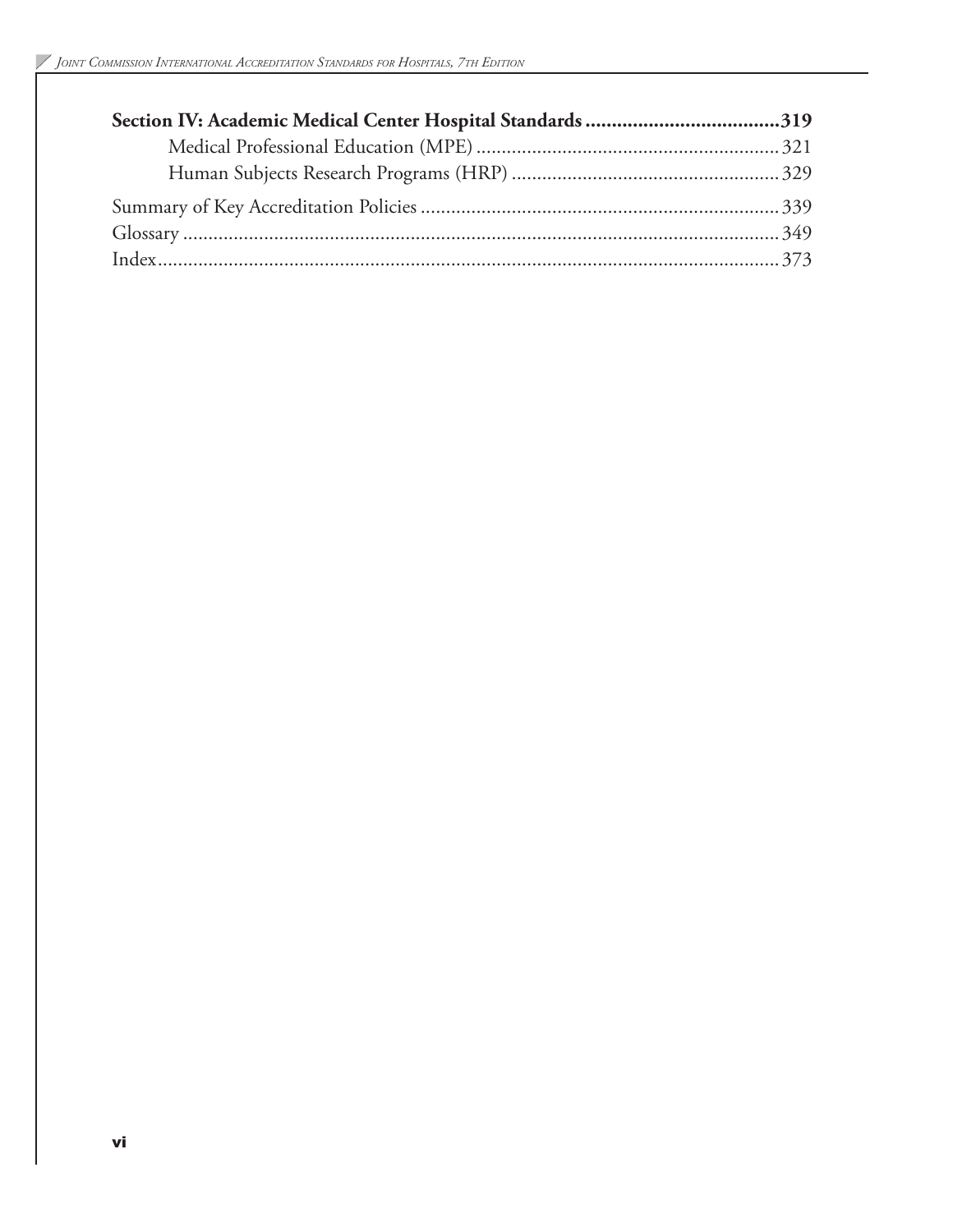**Section IV: Academic Medical Center Hospital Standards .....................................319**

Medical Professional Education (MPE) ........................................................... 321

Human Subjects Research Programs (HRP) .................................................... 329

Summary of Key Accreditation Policies ....................................................................... 339

Glossary ...................................................................................................................... 349

Index........................................................................................................................... 373